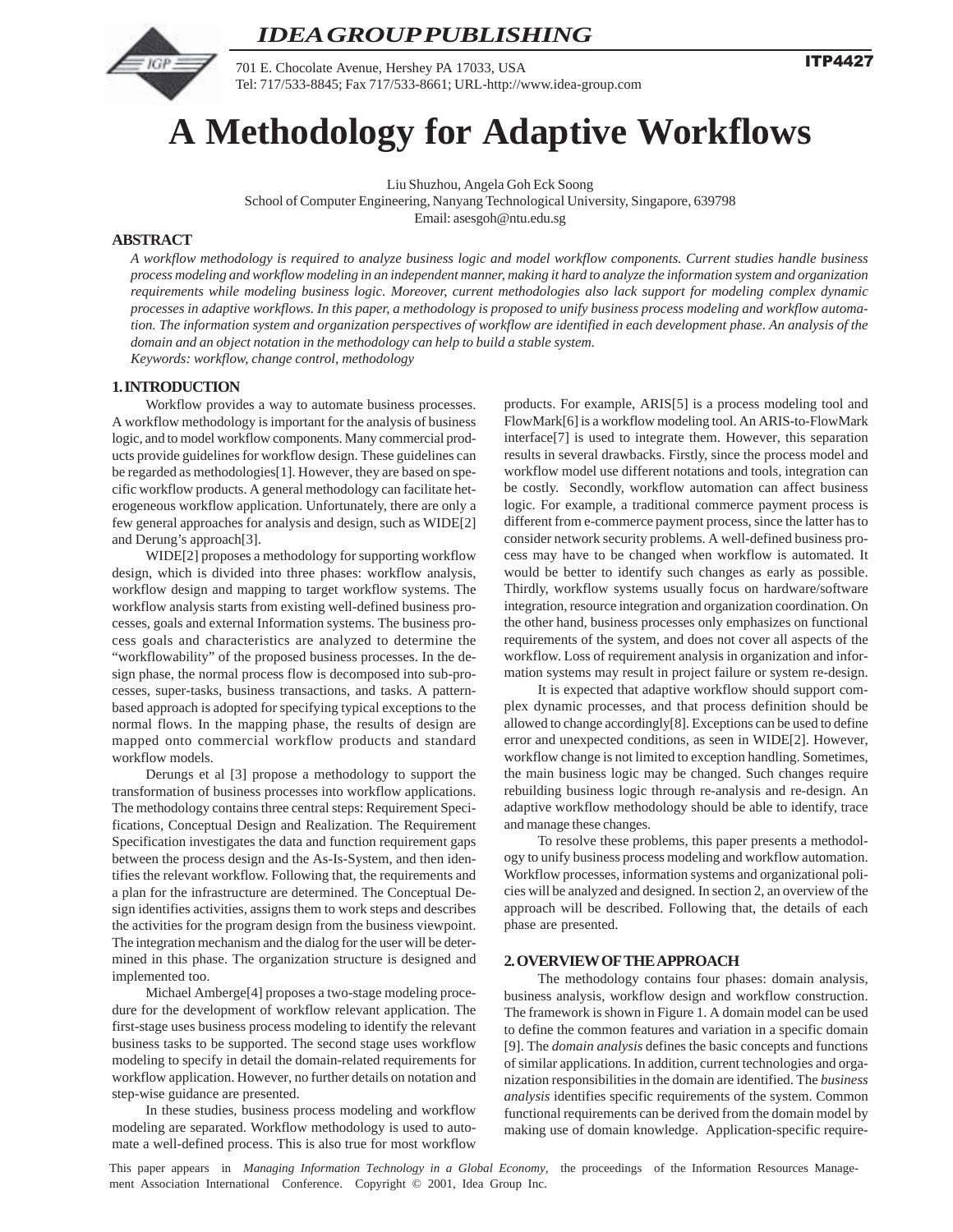IDEA GROUP PUBLISHING

701 E. Chocolate Avenue, Hershey PA 17033, USA
Tel: 717/533-8845; Fax 717/533-8661; URL-http://www.idea-group.com

ITP4427

# A Methodology for Adaptive Workflows

Liu Shuzhou, Angela Goh Eck Soong
School of Computer Engineering, Nanyang Technological University, Singapore, 639798
Email: asesgoh@ntu.edu.sg

## ABSTRACT

*A workflow methodology is required to analyze business logic and model workflow components. Current studies handle business process modeling and workflow modeling in an independent manner, making it hard to analyze the information system and organization requirements while modeling business logic. Moreover, current methodologies also lack support for modeling complex dynamic processes in adaptive workflows. In this paper, a methodology is proposed to unify business process modeling and workflow automation. The information system and organization perspectives of workflow are identified in each development phase. An analysis of the domain and an object notation in the methodology can help to build a stable system.*

*Keywords: workflow, change control, methodology*

## 1. INTRODUCTION

Workflow provides a way to automate business processes. A workflow methodology is important for the analysis of business logic, and to model workflow components. Many commercial products provide guidelines for workflow design. These guidelines can be regarded as methodologies[1]. However, they are based on specific workflow products. A general methodology can facilitate heterogeneous workflow application. Unfortunately, there are only a few general approaches for analysis and design, such as WIDE[2] and Derung's approach[3].

WIDE[2] proposes a methodology for supporting workflow design, which is divided into three phases: workflow analysis, workflow design and mapping to target workflow systems. The workflow analysis starts from existing well-defined business processes, goals and external Information systems. The business process goals and characteristics are analyzed to determine the "workflowability" of the proposed business processes. In the design phase, the normal process flow is decomposed into sub-processes, super-tasks, business transactions, and tasks. A pattern-based approach is adopted for specifying typical exceptions to the normal flows. In the mapping phase, the results of design are mapped onto commercial workflow products and standard workflow models.

Derungs et al [3] propose a methodology to support the transformation of business processes into workflow applications. The methodology contains three central steps: Requirement Specifications, Conceptual Design and Realization. The Requirement Specification investigates the data and function requirement gaps between the process design and the As-Is-System, and then identifies the relevant workflow. Following that, the requirements and a plan for the infrastructure are determined. The Conceptual Design identifies activities, assigns them to work steps and describes the activities for the program design from the business viewpoint. The integration mechanism and the dialog for the user will be determined in this phase. The organization structure is designed and implemented too.

Michael Amberge[4] proposes a two-stage modeling procedure for the development of workflow relevant application. The first-stage uses business process modeling to identify the relevant business tasks to be supported. The second stage uses workflow modeling to specify in detail the domain-related requirements for workflow application. However, no further details on notation and step-wise guidance are presented.

In these studies, business process modeling and workflow modeling are separated. Workflow methodology is used to automate a well-defined process. This is also true for most workflow products. For example, ARIS[5] is a process modeling tool and FlowMark[6] is a workflow modeling tool. An ARIS-to-FlowMark interface[7] is used to integrate them. However, this separation results in several drawbacks. Firstly, since the process model and workflow model use different notations and tools, integration can be costly. Secondly, workflow automation can affect business logic. For example, a traditional commerce payment process is different from e-commerce payment process, since the latter has to consider network security problems. A well-defined business process may have to be changed when workflow is automated. It would be better to identify such changes as early as possible. Thirdly, workflow systems usually focus on hardware/software integration, resource integration and organization coordination. On the other hand, business processes only emphasizes on functional requirements of the system, and does not cover all aspects of the workflow. Loss of requirement analysis in organization and information systems may result in project failure or system re-design.

It is expected that adaptive workflow should support complex dynamic processes, and that process definition should be allowed to change accordingly[8]. Exceptions can be used to define error and unexpected conditions, as seen in WIDE[2]. However, workflow change is not limited to exception handling. Sometimes, the main business logic may be changed. Such changes require rebuilding business logic through re-analysis and re-design. An adaptive workflow methodology should be able to identify, trace and manage these changes.

To resolve these problems, this paper presents a methodology to unify business process modeling and workflow automation. Workflow processes, information systems and organizational policies will be analyzed and designed. In section 2, an overview of the approach will be described. Following that, the details of each phase are presented.

## 2. OVERVIEW OF THE APPROACH

The methodology contains four phases: domain analysis, business analysis, workflow design and workflow construction. The framework is shown in Figure 1. A domain model can be used to define the common features and variation in a specific domain [9]. The *domain analysis* defines the basic concepts and functions of similar applications. In addition, current technologies and organization responsibilities in the domain are identified. The *business analysis* identifies specific requirements of the system. Common functional requirements can be derived from the domain model by making use of domain knowledge. Application-specific require-

This paper appears in *Managing Information Technology in a Global Economy,* the proceedings of the Information Resources Management Association International Conference. Copyright © 2001, Idea Group Inc.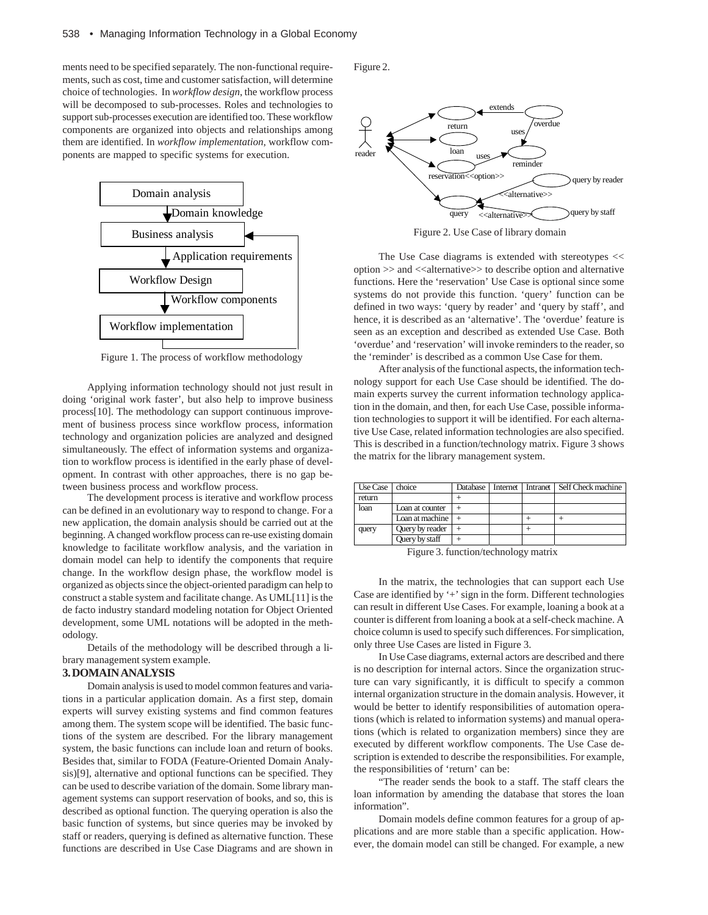ments need to be specified separately. The non-functional requirements, such as cost, time and customer satisfaction, will determine choice of technologies. In *workflow design*, the workflow process will be decomposed to sub-processes. Roles and technologies to support sub-processes execution are identified too. These workflow components are organized into objects and relationships among them are identified. In *workflow implementation*, workflow components are mapped to specific systems for execution.

Domain analysis

Domain knowledge

Business analysis

Application requirements

Workflow Design

Workflow components

Workflow implementation

Figure 1. The process of workflow methodology

Applying information technology should not just result in doing 'original work faster', but also help to improve business process[10]. The methodology can support continuous improvement of business process since workflow process, information technology and organization policies are analyzed and designed simultaneously. The effect of information systems and organization to workflow process is identified in the early phase of development. In contrast with other approaches, there is no gap between business process and workflow process.

The development process is iterative and workflow process can be defined in an evolutionary way to respond to change. For a new application, the domain analysis should be carried out at the beginning. A changed workflow process can re-use existing domain knowledge to facilitate workflow analysis, and the variation in domain model can help to identify the components that require change. In the workflow design phase, the workflow model is organized as objects since the object-oriented paradigm can help to construct a stable system and facilitate change. As UML[11] is the de facto industry standard modeling notation for Object Oriented development, some UML notations will be adopted in the methodology.

Details of the methodology will be described through a library management system example.

## 3. DOMAIN ANALYSIS

Domain analysis is used to model common features and variations in a particular application domain. As a first step, domain experts will survey existing systems and find common features among them. The system scope will be identified. The basic functions of the system are described. For the library management system, the basic functions can include loan and return of books. Besides that, similar to FODA (Feature-Oriented Domain Analysis)[9], alternative and optional functions can be specified. They can be used to describe variation of the domain. Some library management systems can support reservation of books, and so, this is described as optional function. The querying operation is also the basic function of systems, but since queries may be invoked by staff or readers, querying is defined as alternative function. These functions are described in Use Case Diagrams and are shown in Figure 2.

reader

return

loan

reservation<<option>>

query

extends

overdue

uses

uses

reminder

query by reader

<<alternative>>

<<alternative>>

query by staff

Figure 2. Use Case of library domain

The Use Case diagrams is extended with stereotypes << option >> and <<alternative>> to describe option and alternative functions. Here the 'reservation' Use Case is optional since some systems do not provide this function. 'query' function can be defined in two ways: 'query by reader' and 'query by staff', and hence, it is described as an 'alternative'. The 'overdue' feature is seen as an exception and described as extended Use Case. Both 'overdue' and 'reservation' will invoke reminders to the reader, so the 'reminder' is described as a common Use Case for them.

After analysis of the functional aspects, the information technology support for each Use Case should be identified. The domain experts survey the current information technology application in the domain, and then, for each Use Case, possible information technologies to support it will be identified. For each alternative Use Case, related information technologies are also specified. This is described in a function/technology matrix. Figure 3 shows the matrix for the library management system.

| Use Case | choice | Database | Internet | Intranet | Self Check machine |
|---|---|---|---|---|---|
| return | | + | | | |
| loan | Loan at counter | + | | | |
| | Loan at machine | + | | + | + |
| query | Query by reader | + | | + | |
| | Query by staff | + | | | |

Figure 3. function/technology matrix

In the matrix, the technologies that can support each Use Case are identified by '+' sign in the form. Different technologies can result in different Use Cases. For example, loaning a book at a counter is different from loaning a book at a self-check machine. A choice column is used to specify such differences. For simplication, only three Use Cases are listed in Figure 3.

In Use Case diagrams, external actors are described and there is no description for internal actors. Since the organization structure can vary significantly, it is difficult to specify a common internal organization structure in the domain analysis. However, it would be better to identify responsibilities of automation operations (which is related to information systems) and manual operations (which is related to organization members) since they are executed by different workflow components. The Use Case description is extended to describe the responsibilities. For example, the responsibilities of 'return' can be:

"The reader sends the book to a staff. The staff clears the loan information by amending the database that stores the loan information".

Domain models define common features for a group of applications and are more stable than a specific application. However, the domain model can still be changed. For example, a new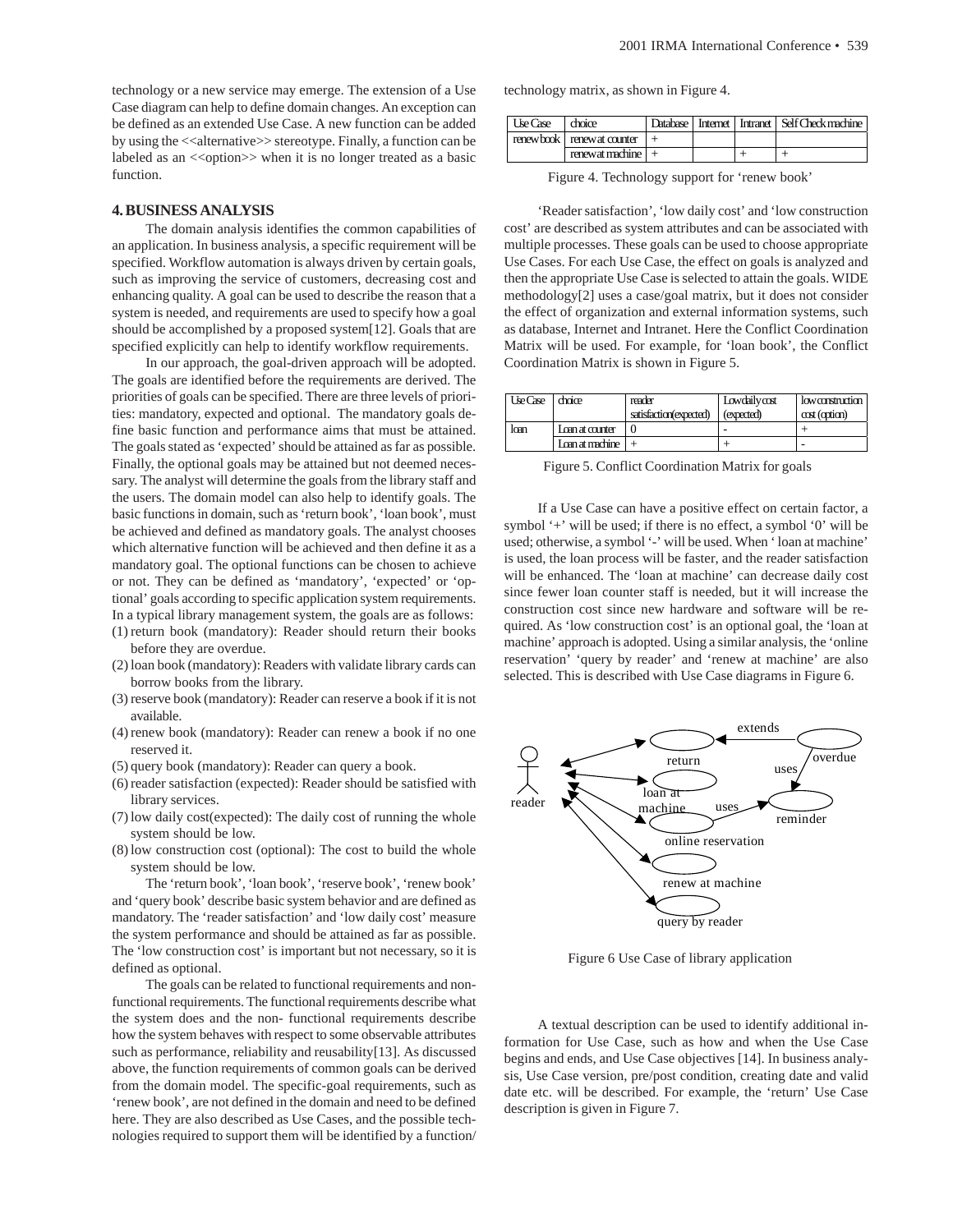technology or a new service may emerge. The extension of a Use Case diagram can help to define domain changes. An exception can be defined as an extended Use Case. A new function can be added by using the <<alternative>> stereotype. Finally, a function can be labeled as an <<option>> when it is no longer treated as a basic function.

## 4. BUSINESS ANALYSIS

The domain analysis identifies the common capabilities of an application. In business analysis, a specific requirement will be specified. Workflow automation is always driven by certain goals, such as improving the service of customers, decreasing cost and enhancing quality. A goal can be used to describe the reason that a system is needed, and requirements are used to specify how a goal should be accomplished by a proposed system[12]. Goals that are specified explicitly can help to identify workflow requirements.

In our approach, the goal-driven approach will be adopted. The goals are identified before the requirements are derived. The priorities of goals can be specified. There are three levels of priorities: mandatory, expected and optional. The mandatory goals define basic function and performance aims that must be attained. The goals stated as 'expected' should be attained as far as possible. Finally, the optional goals may be attained but not deemed necessary. The analyst will determine the goals from the library staff and the users. The domain model can also help to identify goals. The basic functions in domain, such as 'return book', 'loan book', must be achieved and defined as mandatory goals. The analyst chooses which alternative function will be achieved and then define it as a mandatory goal. The optional functions can be chosen to achieve or not. They can be defined as 'mandatory', 'expected' or 'optional' goals according to specific application system requirements. In a typical library management system, the goals are as follows:

1. return book (mandatory): Reader should return their books before they are overdue.
2. loan book (mandatory): Readers with validate library cards can borrow books from the library.
3. reserve book (mandatory): Reader can reserve a book if it is not available.
4. renew book (mandatory): Reader can renew a book if no one reserved it.
5. query book (mandatory): Reader can query a book.
6. reader satisfaction (expected): Reader should be satisfied with library services.
7. low daily cost(expected): The daily cost of running the whole system should be low.
8. low construction cost (optional): The cost to build the whole system should be low.

The 'return book', 'loan book', 'reserve book', 'renew book' and 'query book' describe basic system behavior and are defined as mandatory. The 'reader satisfaction' and 'low daily cost' measure the system performance and should be attained as far as possible. The 'low construction cost' is important but not necessary, so it is defined as optional.

The goals can be related to functional requirements and non-functional requirements. The functional requirements describe what the system does and the non- functional requirements describe how the system behaves with respect to some observable attributes such as performance, reliability and reusability[13]. As discussed above, the function requirements of common goals can be derived from the domain model. The specific-goal requirements, such as 'renew book', are not defined in the domain and need to be defined here. They are also described as Use Cases, and the possible technologies required to support them will be identified by a function/technology matrix, as shown in Figure 4.

| Use Case | choice | Database | Internet | Intranet | Self Check machine |
|---|---|---|---|---|---|
| renew book | renew at counter | + | | | |
| | renew at machine | + | | + | + |

Figure 4. Technology support for 'renew book'

'Reader satisfaction', 'low daily cost' and 'low construction cost' are described as system attributes and can be associated with multiple processes. These goals can be used to choose appropriate Use Cases. For each Use Case, the effect on goals is analyzed and then the appropriate Use Case is selected to attain the goals. WIDE methodology[2] uses a case/goal matrix, but it does not consider the effect of organization and external information systems, such as database, Internet and Intranet. Here the Conflict Coordination Matrix will be used. For example, for 'loan book', the Conflict Coordination Matrix is shown in Figure 5.

| Use Case | choice | reader satisfaction(expected) | Low daily cost (expected) | low construction cost (option) |
|---|---|---|---|---|
| loan | Loan at counter | 0 | - | + |
| | Loan at machine | + | + | - |

Figure 5. Conflict Coordination Matrix for goals

If a Use Case can have a positive effect on certain factor, a symbol '+' will be used; if there is no effect, a symbol '0' will be used; otherwise, a symbol '-' will be used. When ' loan at machine' is used, the loan process will be faster, and the reader satisfaction will be enhanced. The 'loan at machine' can decrease daily cost since fewer loan counter staff is needed, but it will increase the construction cost since new hardware and software will be required. As 'low construction cost' is an optional goal, the 'loan at machine' approach is adopted. Using a similar analysis, the 'online reservation' 'query by reader' and 'renew at machine' are also selected. This is described with Use Case diagrams in Figure 6.

Figure 6 Use Case of library application

A textual description can be used to identify additional information for Use Case, such as how and when the Use Case begins and ends, and Use Case objectives [14]. In business analysis, Use Case version, pre/post condition, creating date and valid date etc. will be described. For example, the 'return' Use Case description is given in Figure 7.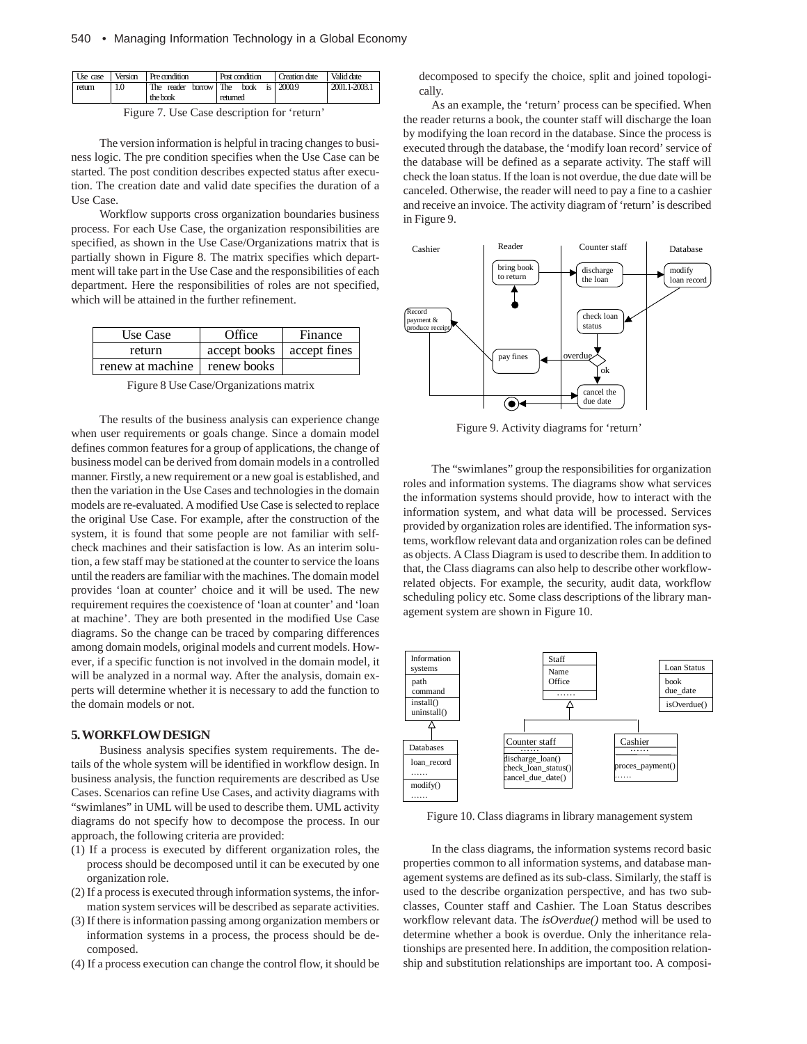| Use case | Version | Pre condition | Post condition | Creation date | Valid date |
|---|---|---|---|---|---|
| return | 1.0 | The reader borrow the book | The book is returned | 2000.9 | 2001.1-2003.1 |

Figure 7. Use Case description for 'return'

The version information is helpful in tracing changes to business logic. The pre condition specifies when the Use Case can be started. The post condition describes expected status after execution. The creation date and valid date specifies the duration of a Use Case.

Workflow supports cross organization boundaries business process. For each Use Case, the organization responsibilities are specified, as shown in the Use Case/Organizations matrix that is partially shown in Figure 8. The matrix specifies which department will take part in the Use Case and the responsibilities of each department. Here the responsibilities of roles are not specified, which will be attained in the further refinement.

| Use Case | Office | Finance |
|---|---|---|
| return | accept books | accept fines |
| renew at machine | renew books | |

Figure 8 Use Case/Organizations matrix

The results of the business analysis can experience change when user requirements or goals change. Since a domain model defines common features for a group of applications, the change of business model can be derived from domain models in a controlled manner. Firstly, a new requirement or a new goal is established, and then the variation in the Use Cases and technologies in the domain models are re-evaluated. A modified Use Case is selected to replace the original Use Case. For example, after the construction of the system, it is found that some people are not familiar with self-check machines and their satisfaction is low. As an interim solution, a few staff may be stationed at the counter to service the loans until the readers are familiar with the machines. The domain model provides 'loan at counter' choice and it will be used. The new requirement requires the coexistence of 'loan at counter' and 'loan at machine'. They are both presented in the modified Use Case diagrams. So the change can be traced by comparing differences among domain models, original models and current models. However, if a specific function is not involved in the domain model, it will be analyzed in a normal way. After the analysis, domain experts will determine whether it is necessary to add the function to the domain models or not.

## 5. WORKFLOW DESIGN

Business analysis specifies system requirements. The details of the whole system will be identified in workflow design. In business analysis, the function requirements are described as Use Cases. Scenarios can refine Use Cases, and activity diagrams with "swimlanes" in UML will be used to describe them. UML activity diagrams do not specify how to decompose the process. In our approach, the following criteria are provided:

(1) If a process is executed by different organization roles, the process should be decomposed until it can be executed by one organization role.
(2) If a process is executed through information systems, the information system services will be described as separate activities.
(3) If there is information passing among organization members or information systems in a process, the process should be decomposed.
(4) If a process execution can change the control flow, it should be decomposed to specify the choice, split and joined topologically.

As an example, the 'return' process can be specified. When the reader returns a book, the counter staff will discharge the loan by modifying the loan record in the database. Since the process is executed through the database, the 'modify loan record' service of the database will be defined as a separate activity. The staff will check the loan status. If the loan is not overdue, the due date will be canceled. Otherwise, the reader will need to pay a fine to a cashier and receive an invoice. The activity diagram of 'return' is described in Figure 9.

Figure 9. Activity diagrams for 'return'

The "swimlanes" group the responsibilities for organization roles and information systems. The diagrams show what services the information systems should provide, how to interact with the information system, and what data will be processed. Services provided by organization roles are identified. The information systems, workflow relevant data and organization roles can be defined as objects. A Class Diagram is used to describe them. In addition to that, the Class diagrams can also help to describe other workflow-related objects. For example, the security, audit data, workflow scheduling policy etc. Some class descriptions of the library management system are shown in Figure 10.

Figure 10. Class diagrams in library management system

In the class diagrams, the information systems record basic properties common to all information systems, and database management systems are defined as its sub-class. Similarly, the staff is used to the describe organization perspective, and has two subclasses, Counter staff and Cashier. The Loan Status describes workflow relevant data. The *isOverdue()* method will be used to determine whether a book is overdue. Only the inheritance relationships are presented here. In addition, the composition relationship and substitution relationships are important too. A composi-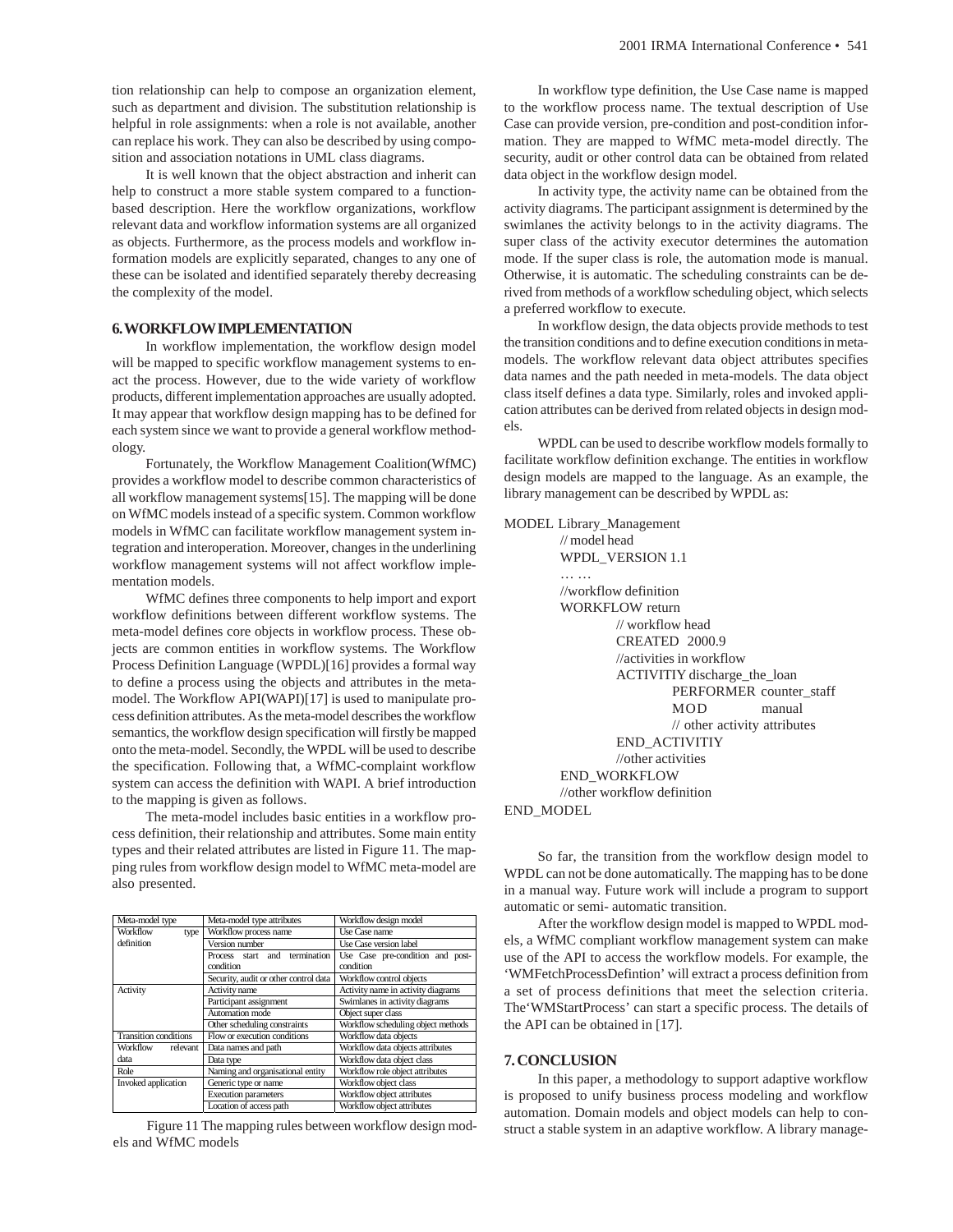tion relationship can help to compose an organization element, such as department and division. The substitution relationship is helpful in role assignments: when a role is not available, another can replace his work. They can also be described by using composition and association notations in UML class diagrams.

It is well known that the object abstraction and inherit can help to construct a more stable system compared to a function-based description. Here the workflow organizations, workflow relevant data and workflow information systems are all organized as objects. Furthermore, as the process models and workflow information models are explicitly separated, changes to any one of these can be isolated and identified separately thereby decreasing the complexity of the model.

## 6. WORKFLOW IMPLEMENTATION

In workflow implementation, the workflow design model will be mapped to specific workflow management systems to enact the process. However, due to the wide variety of workflow products, different implementation approaches are usually adopted. It may appear that workflow design mapping has to be defined for each system since we want to provide a general workflow methodology.

Fortunately, the Workflow Management Coalition(WfMC) provides a workflow model to describe common characteristics of all workflow management systems[15]. The mapping will be done on WfMC models instead of a specific system. Common workflow models in WfMC can facilitate workflow management system integration and interoperation. Moreover, changes in the underlining workflow management systems will not affect workflow implementation models.

WfMC defines three components to help import and export workflow definitions between different workflow systems. The meta-model defines core objects in workflow process. These objects are common entities in workflow systems. The Workflow Process Definition Language (WPDL)[16] provides a formal way to define a process using the objects and attributes in the meta-model. The Workflow API(WAPI)[17] is used to manipulate process definition attributes. As the meta-model describes the workflow semantics, the workflow design specification will firstly be mapped onto the meta-model. Secondly, the WPDL will be used to describe the specification. Following that, a WfMC-complaint workflow system can access the definition with WAPI. A brief introduction to the mapping is given as follows.

The meta-model includes basic entities in a workflow process definition, their relationship and attributes. Some main entity types and their related attributes are listed in Figure 11. The mapping rules from workflow design model to WfMC meta-model are also presented.

| Meta-model type | Meta-model type attributes | Workflow design model |
|---|---|---|
| Workflow type definition | Workflow process name | Use Case name |
| | Version number | Use Case version label |
| | Process start and termination condition | Use Case pre-condition and post-condition |
| | Security, audit or other control data | Workflow control objects |
| Activity | Activity name | Activity name in activity diagrams |
| | Participant assignment | Swimlanes in activity diagrams |
| | Automation mode | Object super class |
| | Other scheduling constraints | Workflow scheduling object methods |
| Transition conditions | Flow or execution conditions | Workflow data objects |
| Workflow relevant data | Data names and path | Workflow data objects attributes |
| | Data type | Workflow data object class |
| Role | Naming and organisational entity | Workflow role object attributes |
| Invoked application | Generic type or name | Workflow object class |
| | Execution parameters | Workflow object attributes |
| | Location of access path | Workflow object attributes |

Figure 11 The mapping rules between workflow design models and WfMC models

In workflow type definition, the Use Case name is mapped to the workflow process name. The textual description of Use Case can provide version, pre-condition and post-condition information. They are mapped to WfMC meta-model directly. The security, audit or other control data can be obtained from related data object in the workflow design model.

In activity type, the activity name can be obtained from the activity diagrams. The participant assignment is determined by the swimlanes the activity belongs to in the activity diagrams. The super class of the activity executor determines the automation mode. If the super class is role, the automation mode is manual. Otherwise, it is automatic. The scheduling constraints can be derived from methods of a workflow scheduling object, which selects a preferred workflow to execute.

In workflow design, the data objects provide methods to test the transition conditions and to define execution conditions in meta-models. The workflow relevant data object attributes specifies data names and the path needed in meta-models. The data object class itself defines a data type. Similarly, roles and invoked application attributes can be derived from related objects in design models.

WPDL can be used to describe workflow models formally to facilitate workflow definition exchange. The entities in workflow design models are mapped to the language. As an example, the library management can be described by WPDL as:

```
MODEL Library_Management
        // model head
        WPDL_VERSION 1.1
        … …
        //workflow definition
        WORKFLOW return
                // workflow head
                CREATED  2000.9
                //activities in workflow
                ACTIVITIY discharge_the_loan
                        PERFORMER counter_staff
                        MOD             manual
                        // other activity attributes
                END_ACTIVITIY
                //other activities
        END_WORKFLOW
        //other workflow definition
END_MODEL
```

So far, the transition from the workflow design model to WPDL can not be done automatically. The mapping has to be done in a manual way. Future work will include a program to support automatic or semi- automatic transition.

After the workflow design model is mapped to WPDL models, a WfMC compliant workflow management system can make use of the API to access the workflow models. For example, the 'WMFetchProcessDefintion' will extract a process definition from a set of process definitions that meet the selection criteria. The'WMStartProcess' can start a specific process. The details of the API can be obtained in [17].

## 7. CONCLUSION

In this paper, a methodology to support adaptive workflow is proposed to unify business process modeling and workflow automation. Domain models and object models can help to construct a stable system in an adaptive workflow. A library manage-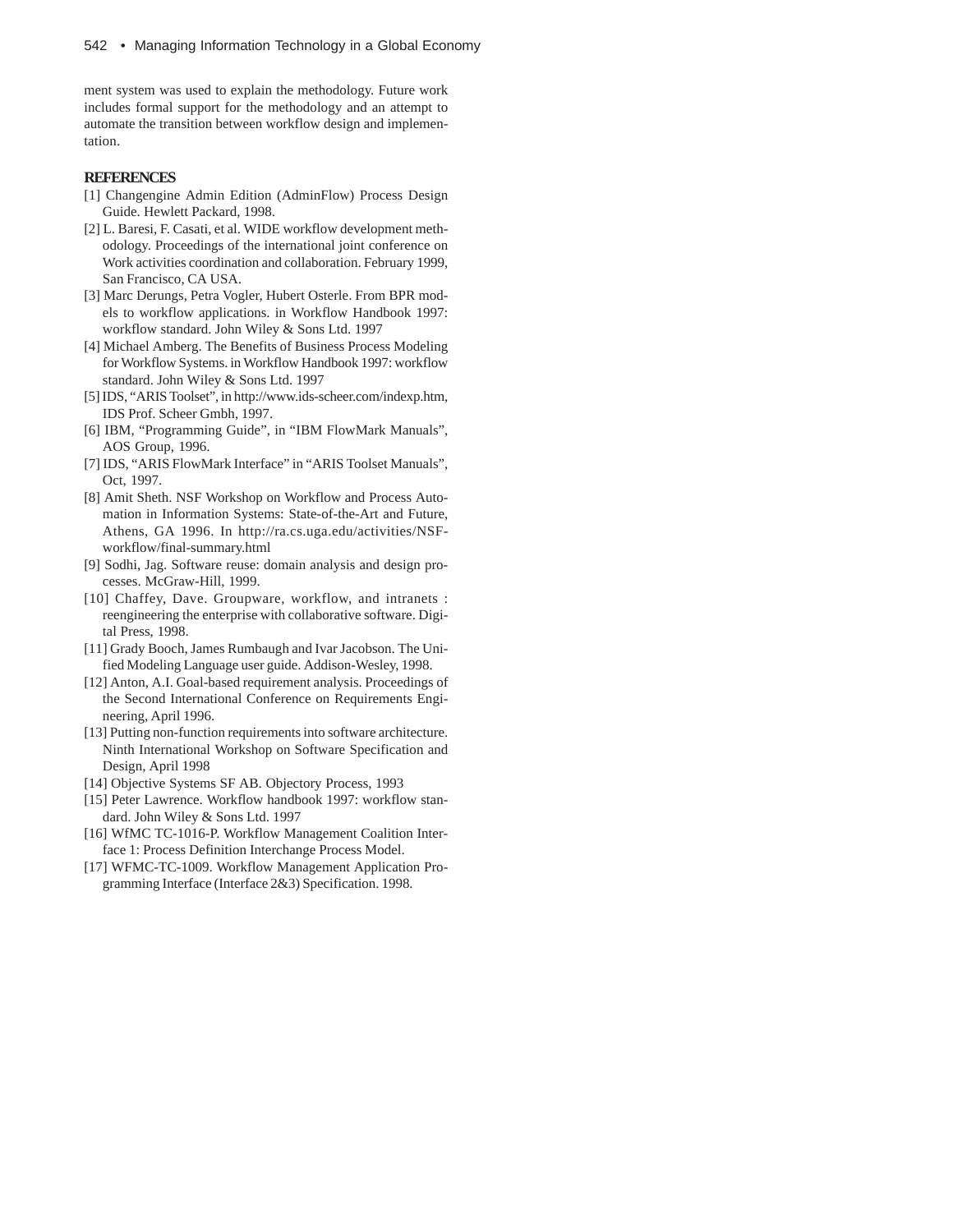ment system was used to explain the methodology. Future work includes formal support for the methodology and an attempt to automate the transition between workflow design and implementation.

## REFERENCES

[1] Changengine Admin Edition (AdminFlow) Process Design Guide. Hewlett Packard, 1998.

[2] L. Baresi, F. Casati, et al. WIDE workflow development methodology. Proceedings of the international joint conference on Work activities coordination and collaboration. February 1999, San Francisco, CA USA.

[3] Marc Derungs, Petra Vogler, Hubert Osterle. From BPR models to workflow applications. in Workflow Handbook 1997: workflow standard. John Wiley & Sons Ltd. 1997

[4] Michael Amberg. The Benefits of Business Process Modeling for Workflow Systems. in Workflow Handbook 1997: workflow standard. John Wiley & Sons Ltd. 1997

[5] IDS, "ARIS Toolset", in http://www.ids-scheer.com/indexp.htm, IDS Prof. Scheer Gmbh, 1997.

[6] IBM, "Programming Guide", in "IBM FlowMark Manuals", AOS Group, 1996.

[7] IDS, "ARIS FlowMark Interface" in "ARIS Toolset Manuals", Oct, 1997.

[8] Amit Sheth. NSF Workshop on Workflow and Process Automation in Information Systems: State-of-the-Art and Future, Athens, GA 1996. In http://ra.cs.uga.edu/activities/NSF-workflow/final-summary.html

[9] Sodhi, Jag. Software reuse: domain analysis and design processes. McGraw-Hill, 1999.

[10] Chaffey, Dave. Groupware, workflow, and intranets : reengineering the enterprise with collaborative software. Digital Press, 1998.

[11] Grady Booch, James Rumbaugh and Ivar Jacobson. The Unified Modeling Language user guide. Addison-Wesley, 1998.

[12] Anton, A.I. Goal-based requirement analysis. Proceedings of the Second International Conference on Requirements Engineering, April 1996.

[13] Putting non-function requirements into software architecture. Ninth International Workshop on Software Specification and Design, April 1998

[14] Objective Systems SF AB. Objectory Process, 1993

[15] Peter Lawrence. Workflow handbook 1997: workflow standard. John Wiley & Sons Ltd. 1997

[16] WfMC TC-1016-P. Workflow Management Coalition Interface 1: Process Definition Interchange Process Model.

[17] WFMC-TC-1009. Workflow Management Application Programming Interface (Interface 2&3) Specification. 1998.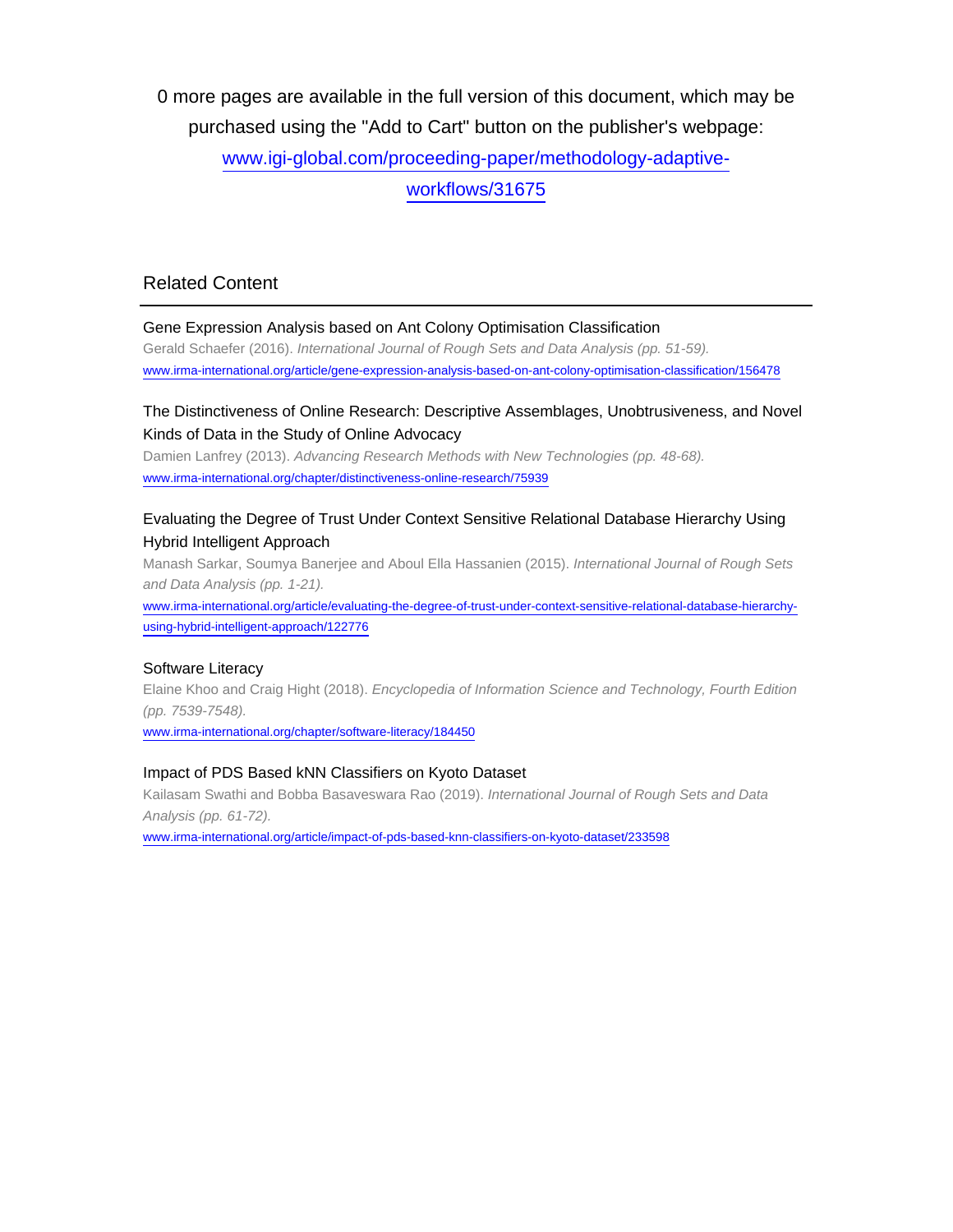0 more pages are available in the full version of this document, which may be purchased using the "Add to Cart" button on the publisher's webpage: www.igi-global.com/proceeding-paper/methodology-adaptive-workflows/31675

## Related Content

Gene Expression Analysis based on Ant Colony Optimisation Classification
Gerald Schaefer (2016). *International Journal of Rough Sets and Data Analysis (pp. 51-59).*
www.irma-international.org/article/gene-expression-analysis-based-on-ant-colony-optimisation-classification/156478

The Distinctiveness of Online Research: Descriptive Assemblages, Unobtrusiveness, and Novel Kinds of Data in the Study of Online Advocacy
Damien Lanfrey (2013). *Advancing Research Methods with New Technologies (pp. 48-68).*
www.irma-international.org/chapter/distinctiveness-online-research/75939

Evaluating the Degree of Trust Under Context Sensitive Relational Database Hierarchy Using Hybrid Intelligent Approach
Manash Sarkar, Soumya Banerjee and Aboul Ella Hassanien (2015). *International Journal of Rough Sets and Data Analysis (pp. 1-21).*
www.irma-international.org/article/evaluating-the-degree-of-trust-under-context-sensitive-relational-database-hierarchy-using-hybrid-intelligent-approach/122776

Software Literacy
Elaine Khoo and Craig Hight (2018). *Encyclopedia of Information Science and Technology, Fourth Edition (pp. 7539-7548).*
www.irma-international.org/chapter/software-literacy/184450

Impact of PDS Based kNN Classifiers on Kyoto Dataset
Kailasam Swathi and Bobba Basaveswara Rao (2019). *International Journal of Rough Sets and Data Analysis (pp. 61-72).*
www.irma-international.org/article/impact-of-pds-based-knn-classifiers-on-kyoto-dataset/233598